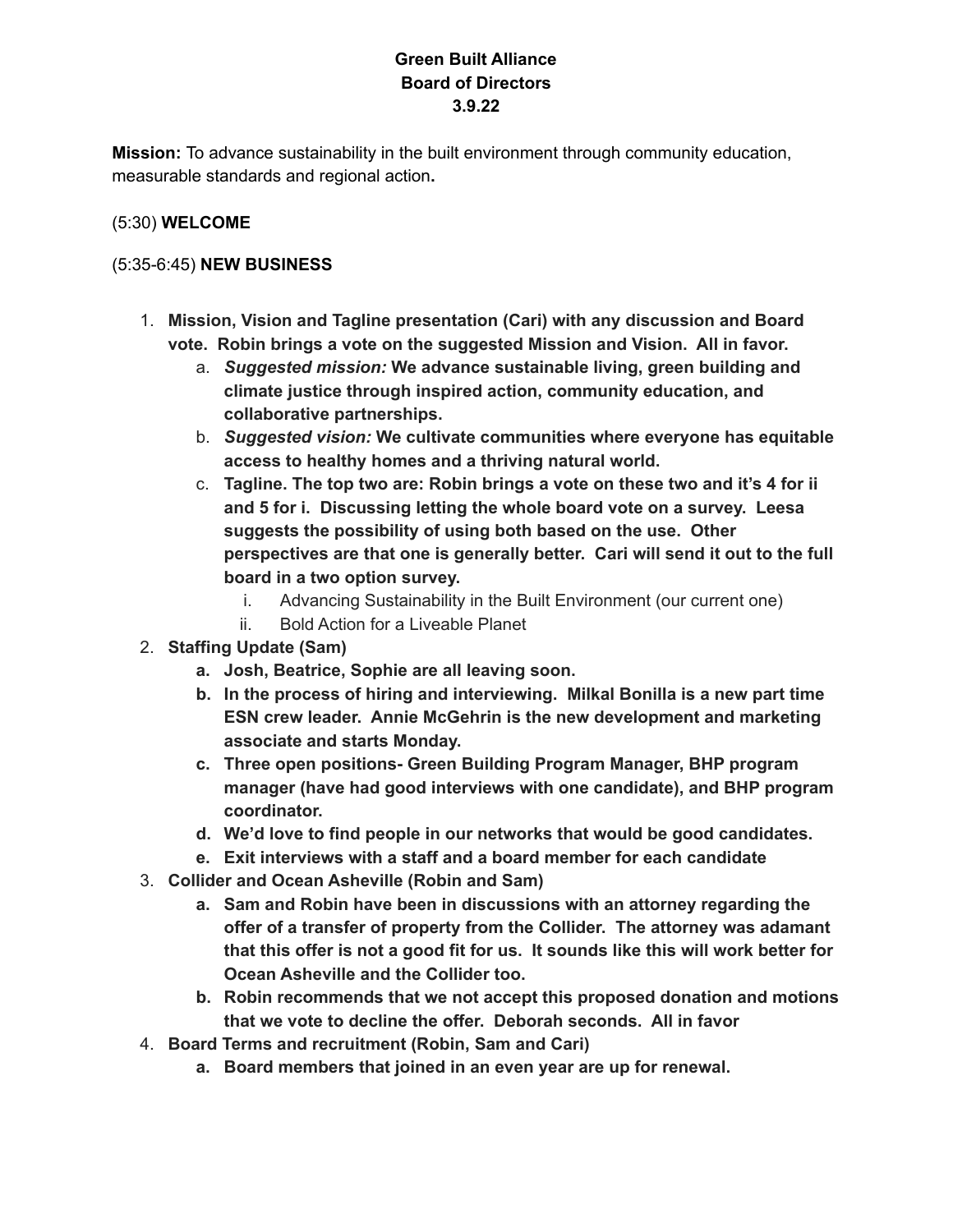**Green Built Alliance**
**Board of Directors**
**3.9.22**

**Mission:** To advance sustainability in the built environment through community education, measurable standards and regional action**.**

(5:30) **WELCOME**

(5:35-6:45) **NEW BUSINESS**

1. **Mission, Vision and Tagline presentation (Cari) with any discussion and Board vote. Robin brings a vote on the suggested Mission and Vision. All in favor.**
   a. ***Suggested mission:* We advance sustainable living, green building and climate justice through inspired action, community education, and collaborative partnerships.**
   b. ***Suggested vision:* We cultivate communities where everyone has equitable access to healthy homes and a thriving natural world.**
   c. **Tagline. The top two are: Robin brings a vote on these two and it's 4 for ii and 5 for i. Discussing letting the whole board vote on a survey. Leesa suggests the possibility of using both based on the use. Other perspectives are that one is generally better. Cari will send it out to the full board in a two option survey.**
      i. Advancing Sustainability in the Built Environment (our current one)
      ii. Bold Action for a Liveable Planet
2. **Staffing Update (Sam)**
   a. **Josh, Beatrice, Sophie are all leaving soon.**
   b. **In the process of hiring and interviewing. Milkal Bonilla is a new part time ESN crew leader. Annie McGehrin is the new development and marketing associate and starts Monday.**
   c. **Three open positions- Green Building Program Manager, BHP program manager (have had good interviews with one candidate), and BHP program coordinator.**
   d. **We'd love to find people in our networks that would be good candidates.**
   e. **Exit interviews with a staff and a board member for each candidate**
3. **Collider and Ocean Asheville (Robin and Sam)**
   a. **Sam and Robin have been in discussions with an attorney regarding the offer of a transfer of property from the Collider. The attorney was adamant that this offer is not a good fit for us. It sounds like this will work better for Ocean Asheville and the Collider too.**
   b. **Robin recommends that we not accept this proposed donation and motions that we vote to decline the offer. Deborah seconds. All in favor**
4. **Board Terms and recruitment (Robin, Sam and Cari)**
   a. **Board members that joined in an even year are up for renewal.**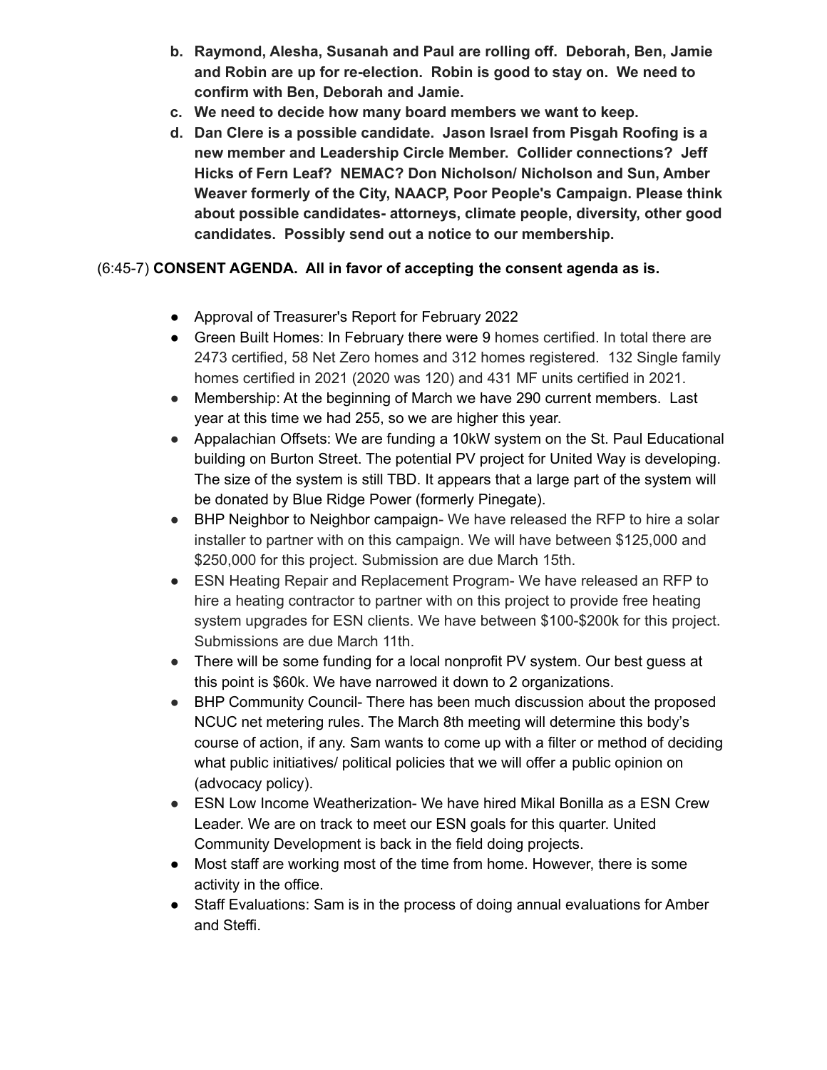b. **Raymond, Alesha, Susanah and Paul are rolling off. Deborah, Ben, Jamie and Robin are up for re-election. Robin is good to stay on. We need to confirm with Ben, Deborah and Jamie.**
c. **We need to decide how many board members we want to keep.**
d. **Dan Clere is a possible candidate. Jason Israel from Pisgah Roofing is a new member and Leadership Circle Member. Collider connections? Jeff Hicks of Fern Leaf? NEMAC? Don Nicholson/ Nicholson and Sun, Amber Weaver formerly of the City, NAACP, Poor People's Campaign. Please think about possible candidates- attorneys, climate people, diversity, other good candidates. Possibly send out a notice to our membership.**

(6:45-7) **CONSENT AGENDA. All in favor of accepting the consent agenda as is.**

- Approval of Treasurer's Report for February 2022
- Green Built Homes: In February there were 9 homes certified. In total there are 2473 certified, 58 Net Zero homes and 312 homes registered. 132 Single family homes certified in 2021 (2020 was 120) and 431 MF units certified in 2021.
- Membership: At the beginning of March we have 290 current members. Last year at this time we had 255, so we are higher this year.
- Appalachian Offsets: We are funding a 10kW system on the St. Paul Educational building on Burton Street. The potential PV project for United Way is developing. The size of the system is still TBD. It appears that a large part of the system will be donated by Blue Ridge Power (formerly Pinegate).
- BHP Neighbor to Neighbor campaign- We have released the RFP to hire a solar installer to partner with on this campaign. We will have between $125,000 and $250,000 for this project. Submission are due March 15th.
- ESN Heating Repair and Replacement Program- We have released an RFP to hire a heating contractor to partner with on this project to provide free heating system upgrades for ESN clients. We have between $100-$200k for this project. Submissions are due March 11th.
- There will be some funding for a local nonprofit PV system. Our best guess at this point is $60k. We have narrowed it down to 2 organizations.
- BHP Community Council- There has been much discussion about the proposed NCUC net metering rules. The March 8th meeting will determine this body's course of action, if any. Sam wants to come up with a filter or method of deciding what public initiatives/ political policies that we will offer a public opinion on (advocacy policy).
- ESN Low Income Weatherization- We have hired Mikal Bonilla as a ESN Crew Leader. We are on track to meet our ESN goals for this quarter. United Community Development is back in the field doing projects.
- Most staff are working most of the time from home. However, there is some activity in the office.
- Staff Evaluations: Sam is in the process of doing annual evaluations for Amber and Steffi.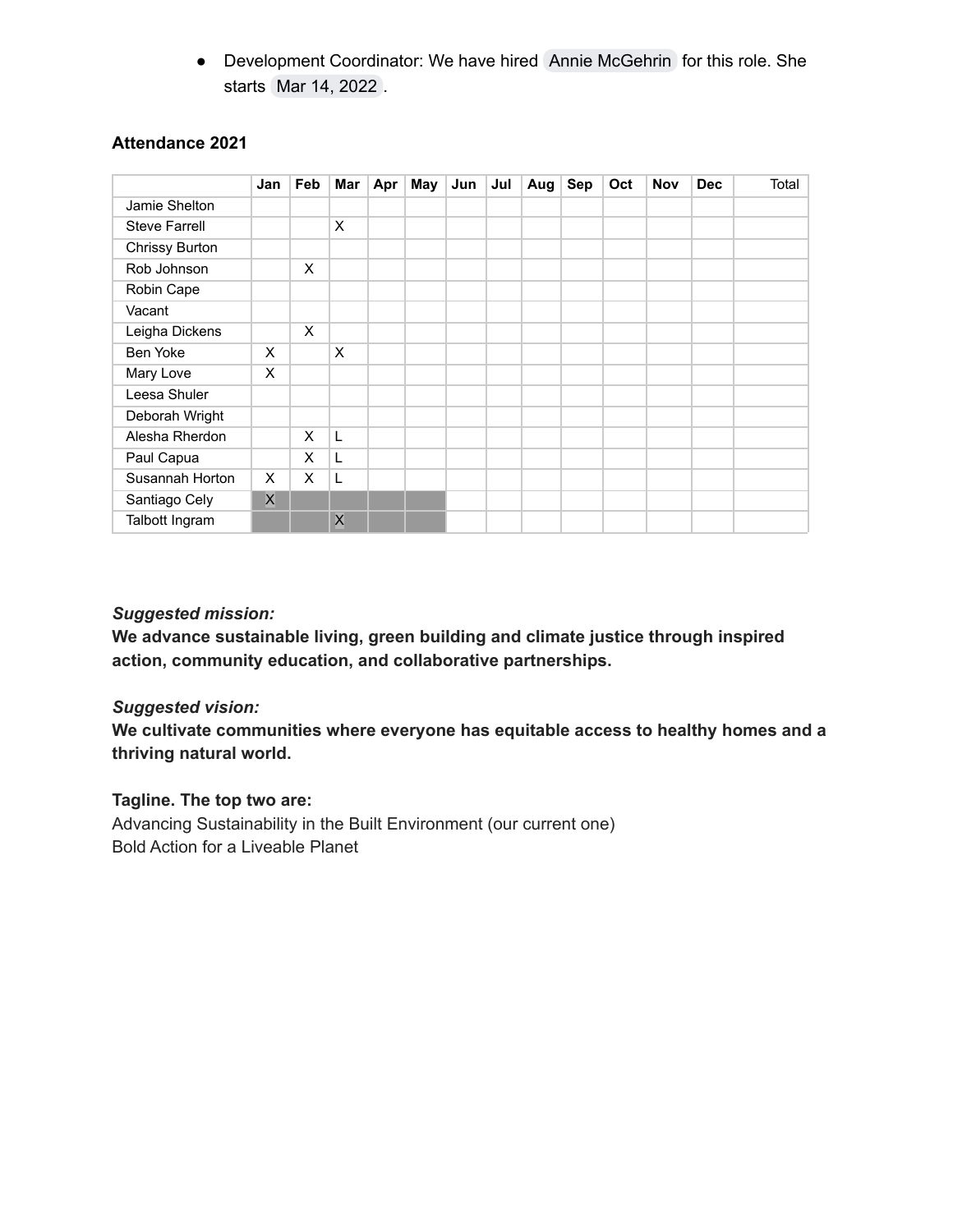- Development Coordinator: We have hired Annie McGehrin for this role. She starts Mar 14, 2022.

**Attendance 2021**

| | Jan | Feb | Mar | Apr | May | Jun | Jul | Aug | Sep | Oct | Nov | Dec | Total |
|---|---|---|---|---|---|---|---|---|---|---|---|---|---|
| Jamie Shelton | | | | | | | | | | | | | |
| Steve Farrell | | | X | | | | | | | | | | |
| Chrissy Burton | | | | | | | | | | | | | |
| Rob Johnson | | X | | | | | | | | | | | |
| Robin Cape | | | | | | | | | | | | | |
| Vacant | | | | | | | | | | | | | |
| Leigha Dickens | | X | | | | | | | | | | | |
| Ben Yoke | X | | X | | | | | | | | | | |
| Mary Love | X | | | | | | | | | | | | |
| Leesa Shuler | | | | | | | | | | | | | |
| Deborah Wright | | | | | | | | | | | | | |
| Alesha Rherdon | | X | L | | | | | | | | | | |
| Paul Capua | | X | L | | | | | | | | | | |
| Susannah Horton | X | X | L | | | | | | | | | | |
| Santiago Cely | X | | | | | | | | | | | | |
| Talbott Ingram | | | X | | | | | | | | | | |

***Suggested mission:***
**We advance sustainable living, green building and climate justice through inspired action, community education, and collaborative partnerships.**

***Suggested vision:***
**We cultivate communities where everyone has equitable access to healthy homes and a thriving natural world.**

**Tagline. The top two are:**
Advancing Sustainability in the Built Environment (our current one)
Bold Action for a Liveable Planet